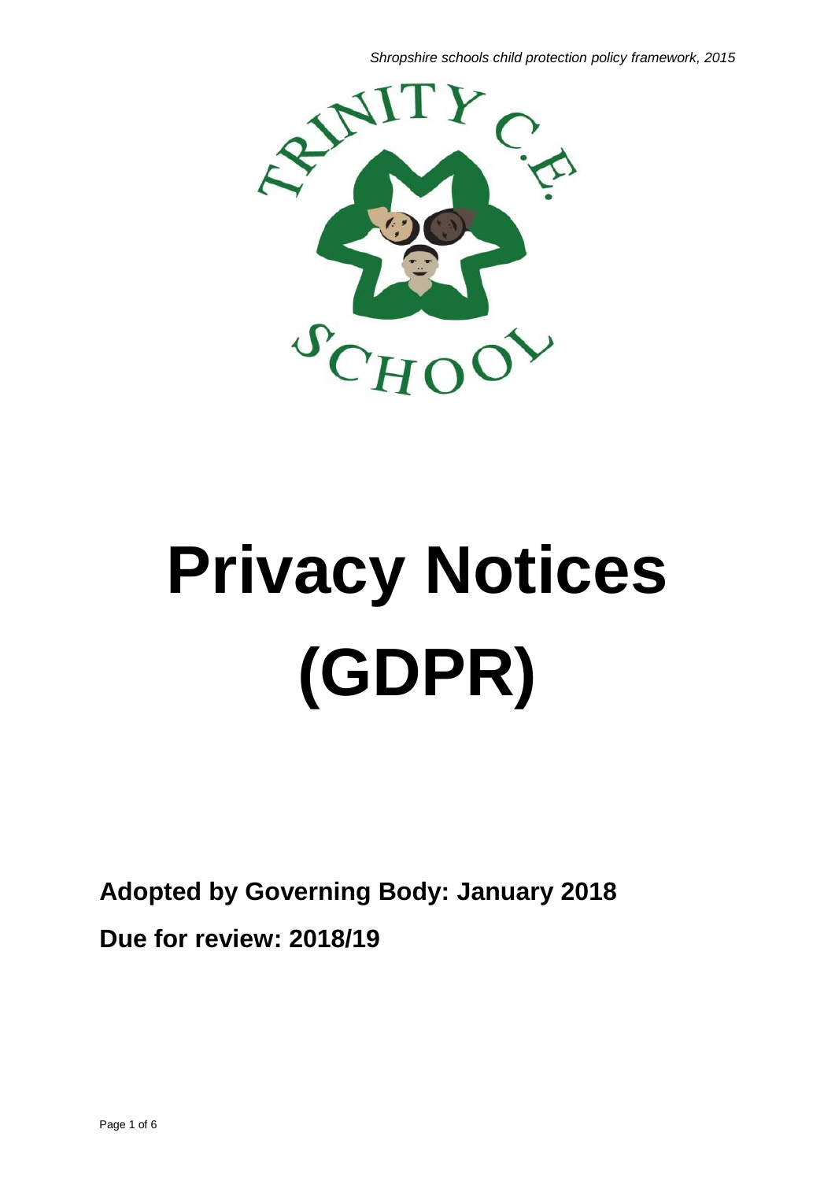# Privacy Notices (GDPR)

**Adopted by Governing Body: January 2018**

**Due for review: 2018/19**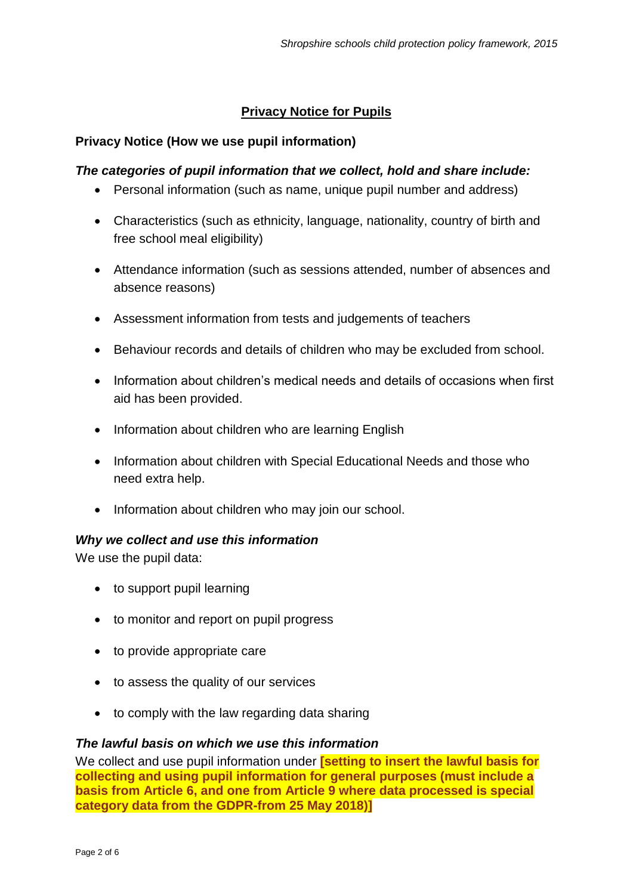## Privacy Notice for Pupils

**Privacy Notice (How we use pupil information)**

***The categories of pupil information that we collect, hold and share include:***

- Personal information (such as name, unique pupil number and address)
- Characteristics (such as ethnicity, language, nationality, country of birth and free school meal eligibility)
- Attendance information (such as sessions attended, number of absences and absence reasons)
- Assessment information from tests and judgements of teachers
- Behaviour records and details of children who may be excluded from school.
- Information about children's medical needs and details of occasions when first aid has been provided.
- Information about children who are learning English
- Information about children with Special Educational Needs and those who need extra help.
- Information about children who may join our school.

***Why we collect and use this information***

We use the pupil data:

- to support pupil learning
- to monitor and report on pupil progress
- to provide appropriate care
- to assess the quality of our services
- to comply with the law regarding data sharing

***The lawful basis on which we use this information***

We collect and use pupil information under **[setting to insert the lawful basis for collecting and using pupil information for general purposes (must include a basis from Article 6, and one from Article 9 where data processed is special category data from the GDPR-from 25 May 2018)]**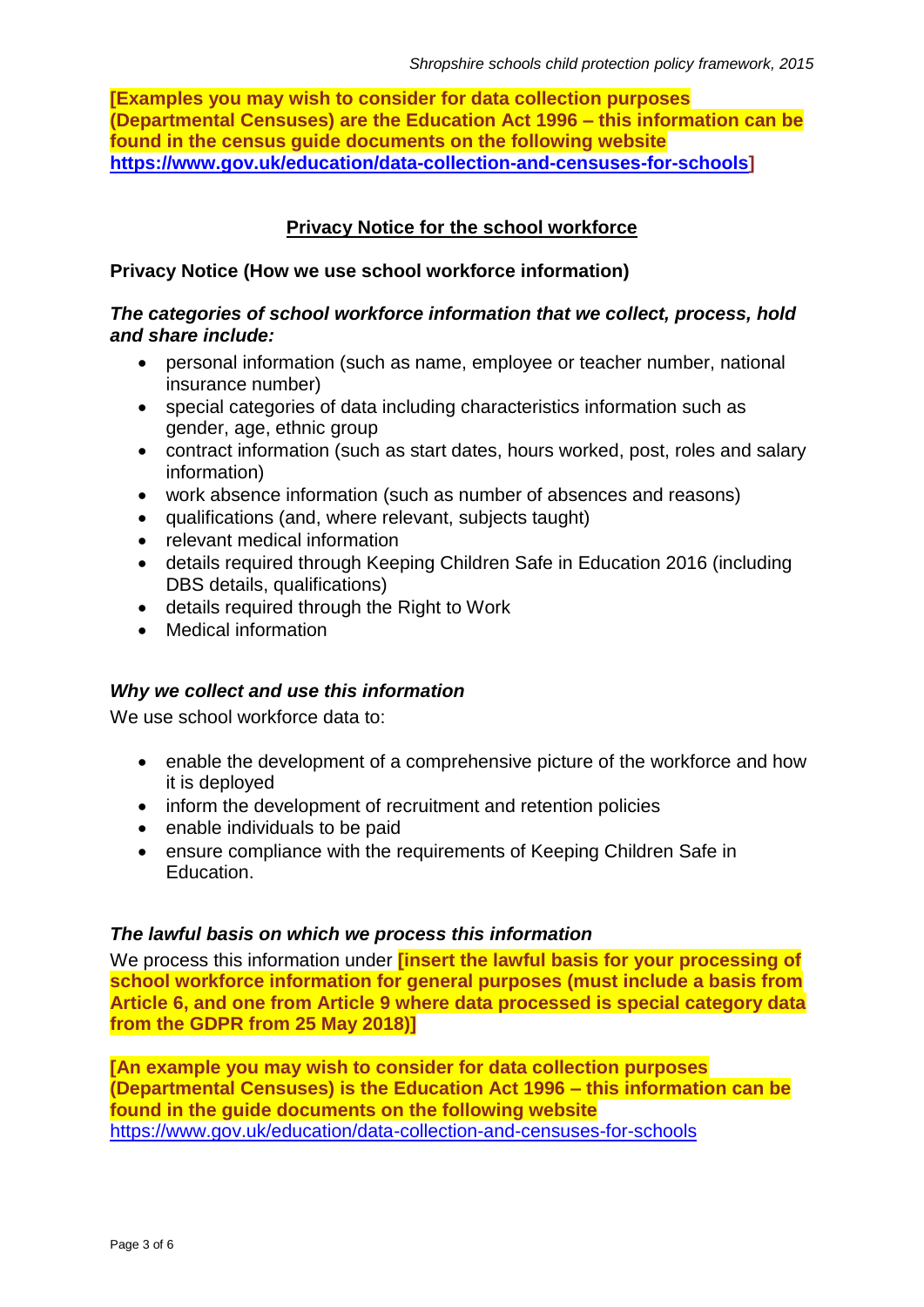**[Examples you may wish to consider for data collection purposes (Departmental Censuses) are the Education Act 1996 – this information can be found in the census guide documents on the following website https://www.gov.uk/education/data-collection-and-censuses-for-schools]**

## Privacy Notice for the school workforce

### Privacy Notice (How we use school workforce information)

***The categories of school workforce information that we collect, process, hold and share include:***

- personal information (such as name, employee or teacher number, national insurance number)
- special categories of data including characteristics information such as gender, age, ethnic group
- contract information (such as start dates, hours worked, post, roles and salary information)
- work absence information (such as number of absences and reasons)
- qualifications (and, where relevant, subjects taught)
- relevant medical information
- details required through Keeping Children Safe in Education 2016 (including DBS details, qualifications)
- details required through the Right to Work
- Medical information

***Why we collect and use this information***

We use school workforce data to:

- enable the development of a comprehensive picture of the workforce and how it is deployed
- inform the development of recruitment and retention policies
- enable individuals to be paid
- ensure compliance with the requirements of Keeping Children Safe in Education.

***The lawful basis on which we process this information***

We process this information under **[insert the lawful basis for your processing of school workforce information for general purposes (must include a basis from Article 6, and one from Article 9 where data processed is special category data from the GDPR from 25 May 2018)]**

**[An example you may wish to consider for data collection purposes (Departmental Censuses) is the Education Act 1996 – this information can be found in the guide documents on the following website** https://www.gov.uk/education/data-collection-and-censuses-for-schools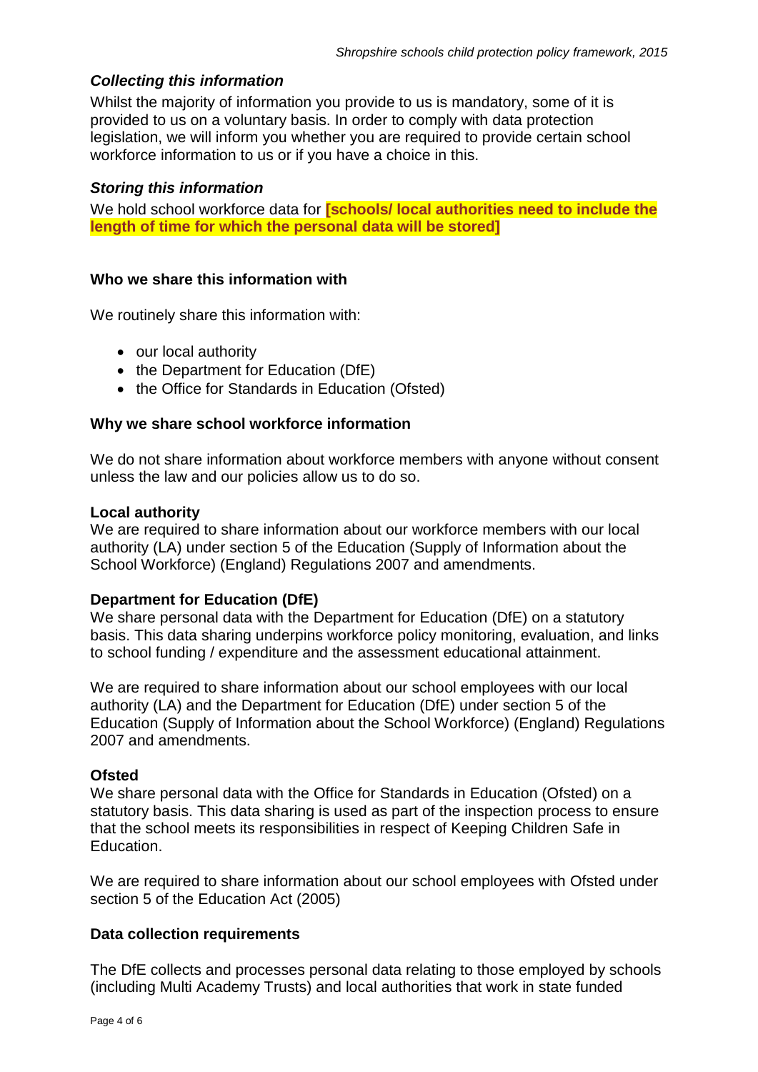### *Collecting this information*

Whilst the majority of information you provide to us is mandatory, some of it is provided to us on a voluntary basis. In order to comply with data protection legislation, we will inform you whether you are required to provide certain school workforce information to us or if you have a choice in this.

### *Storing this information*

We hold school workforce data for **[schools/ local authorities need to include the length of time for which the personal data will be stored]**

## Who we share this information with

We routinely share this information with:

- our local authority
- the Department for Education (DfE)
- the Office for Standards in Education (Ofsted)

## Why we share school workforce information

We do not share information about workforce members with anyone without consent unless the law and our policies allow us to do so.

### Local authority

We are required to share information about our workforce members with our local authority (LA) under section 5 of the Education (Supply of Information about the School Workforce) (England) Regulations 2007 and amendments.

### Department for Education (DfE)

We share personal data with the Department for Education (DfE) on a statutory basis. This data sharing underpins workforce policy monitoring, evaluation, and links to school funding / expenditure and the assessment educational attainment.

We are required to share information about our school employees with our local authority (LA) and the Department for Education (DfE) under section 5 of the Education (Supply of Information about the School Workforce) (England) Regulations 2007 and amendments.

### Ofsted

We share personal data with the Office for Standards in Education (Ofsted) on a statutory basis. This data sharing is used as part of the inspection process to ensure that the school meets its responsibilities in respect of Keeping Children Safe in Education.

We are required to share information about our school employees with Ofsted under section 5 of the Education Act (2005)

## Data collection requirements

The DfE collects and processes personal data relating to those employed by schools (including Multi Academy Trusts) and local authorities that work in state funded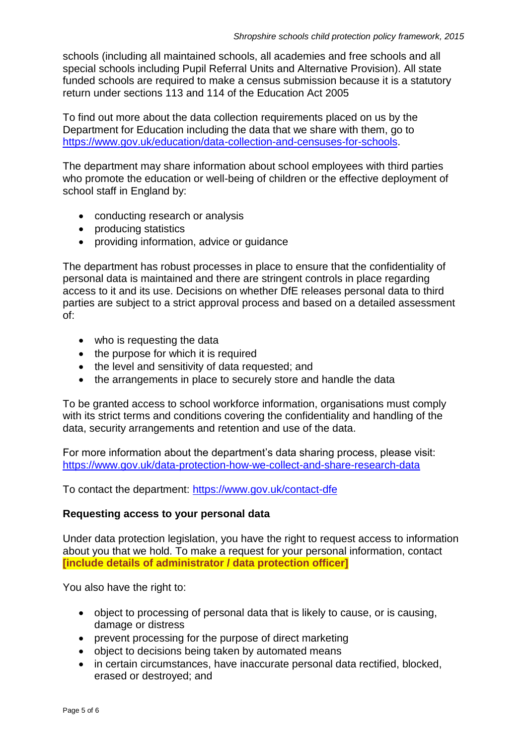schools (including all maintained schools, all academies and free schools and all special schools including Pupil Referral Units and Alternative Provision). All state funded schools are required to make a census submission because it is a statutory return under sections 113 and 114 of the Education Act 2005

To find out more about the data collection requirements placed on us by the Department for Education including the data that we share with them, go to https://www.gov.uk/education/data-collection-and-censuses-for-schools.

The department may share information about school employees with third parties who promote the education or well-being of children or the effective deployment of school staff in England by:

- conducting research or analysis
- producing statistics
- providing information, advice or guidance

The department has robust processes in place to ensure that the confidentiality of personal data is maintained and there are stringent controls in place regarding access to it and its use. Decisions on whether DfE releases personal data to third parties are subject to a strict approval process and based on a detailed assessment of:

- who is requesting the data
- the purpose for which it is required
- the level and sensitivity of data requested; and
- the arrangements in place to securely store and handle the data

To be granted access to school workforce information, organisations must comply with its strict terms and conditions covering the confidentiality and handling of the data, security arrangements and retention and use of the data.

For more information about the department's data sharing process, please visit: https://www.gov.uk/data-protection-how-we-collect-and-share-research-data

To contact the department: https://www.gov.uk/contact-dfe

**Requesting access to your personal data**

Under data protection legislation, you have the right to request access to information about you that we hold. To make a request for your personal information, contact **[include details of administrator / data protection officer]**

You also have the right to:

- object to processing of personal data that is likely to cause, or is causing, damage or distress
- prevent processing for the purpose of direct marketing
- object to decisions being taken by automated means
- in certain circumstances, have inaccurate personal data rectified, blocked, erased or destroyed; and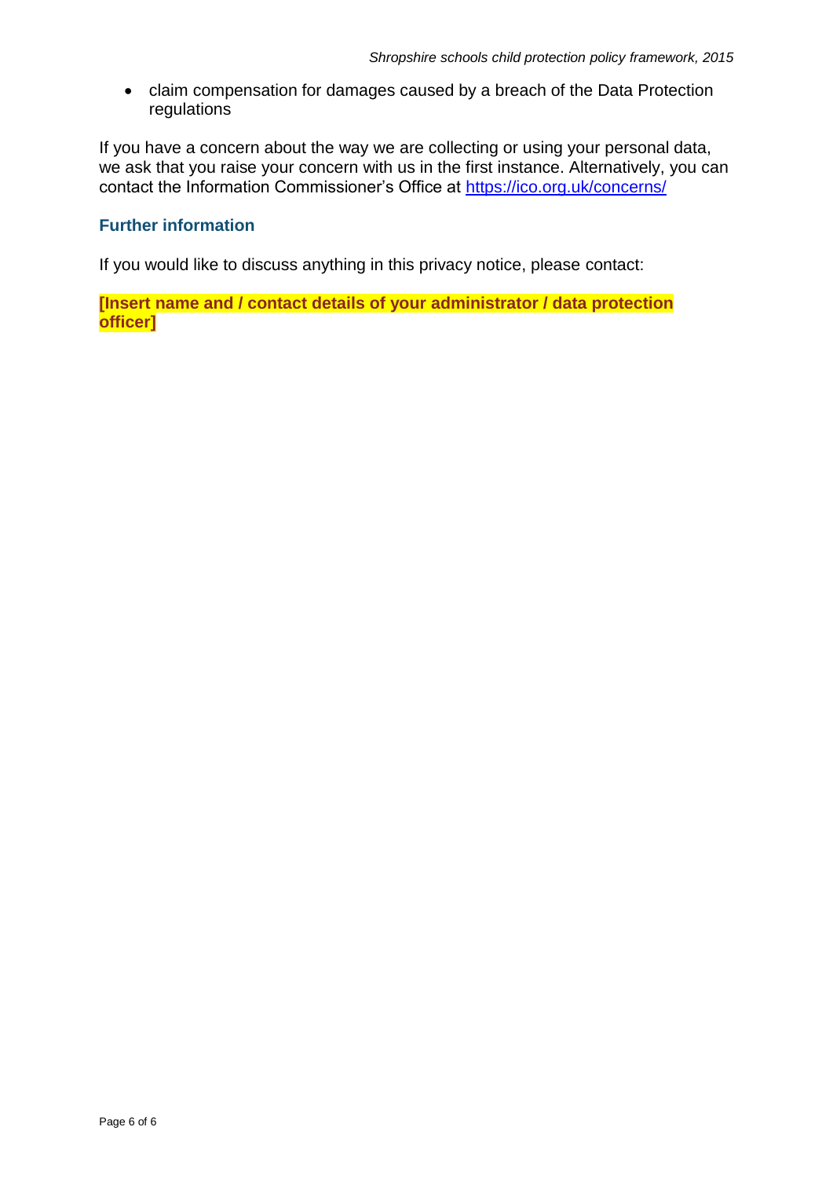- claim compensation for damages caused by a breach of the Data Protection regulations

If you have a concern about the way we are collecting or using your personal data, we ask that you raise your concern with us in the first instance. Alternatively, you can contact the Information Commissioner's Office at https://ico.org.uk/concerns/

### Further information

If you would like to discuss anything in this privacy notice, please contact:

**[Insert name and / contact details of your administrator / data protection officer]**